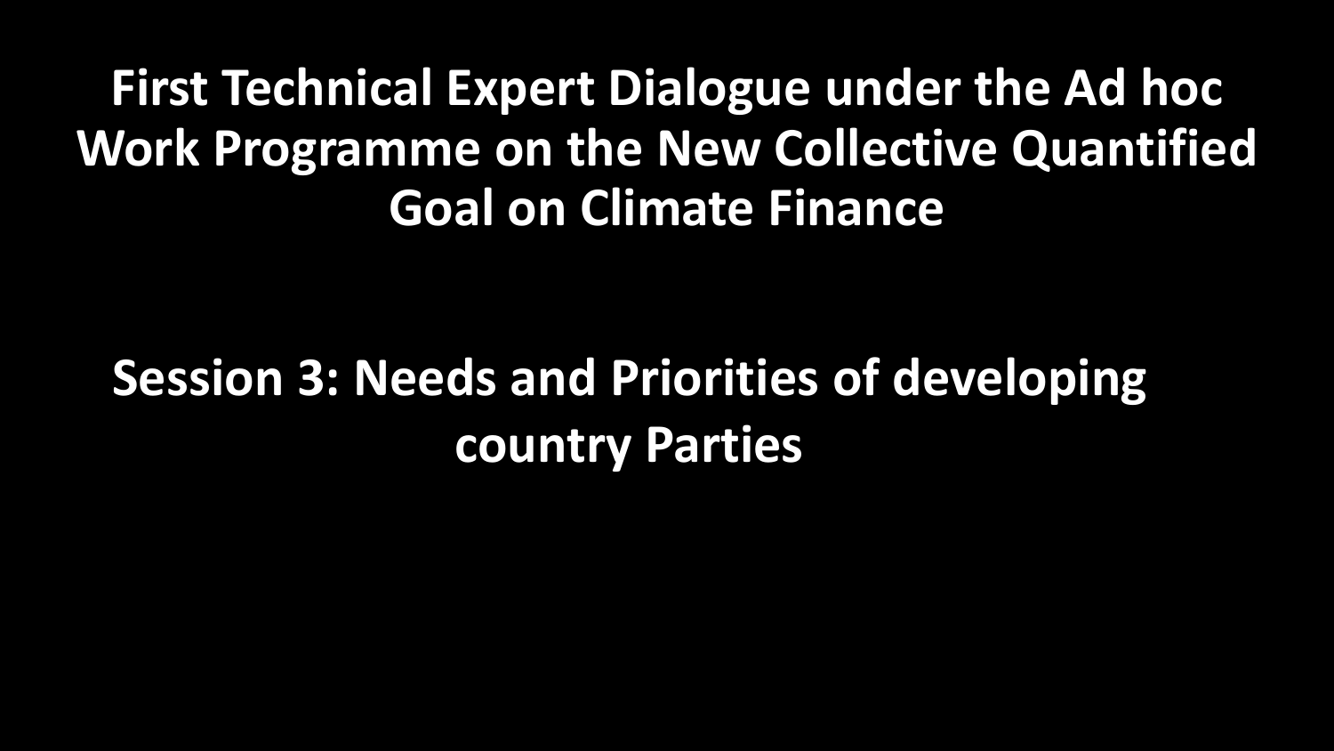# First Technical Expert Dialogue under the Ad hoc Work Programme on the New Collective Quantified Goal on Climate Finance

## Session 3: Needs and Priorities of developing country Parties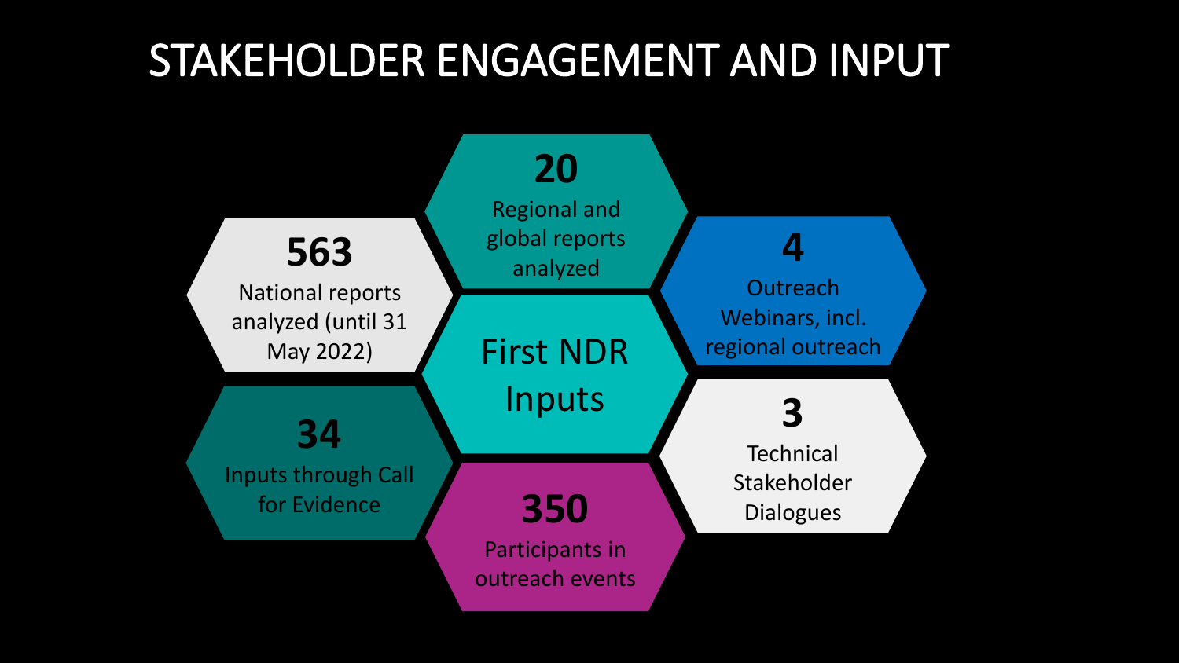# STAKEHOLDER ENGAGEMENT AND INPUT

**First NDR Inputs**

- **563** National reports analyzed (until 31 May 2022)
- **20** Regional and global reports analyzed
- **4** Outreach Webinars, incl. regional outreach
- **3** Technical Stakeholder Dialogues
- **350** Participants in outreach events
- **34** Inputs through Call for Evidence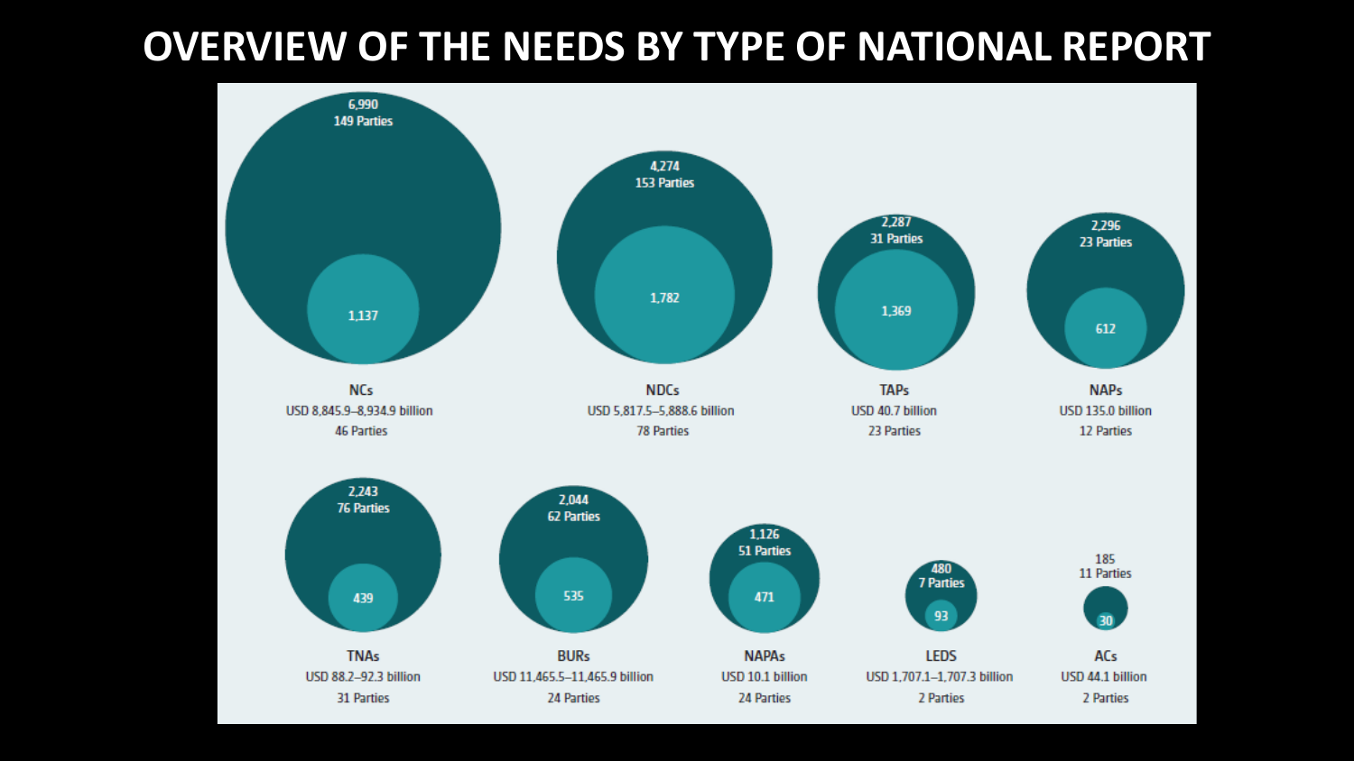# OVERVIEW OF THE NEEDS BY TYPE OF NATIONAL REPORT

| Report type | Needs (total) | Parties (outer) | Needs (inner) | Cost | Parties (costed) |
| --- | --- | --- | --- | --- | --- |
| NCs | 6,990 | 149 Parties | 1,137 | USD 8,845.9–8,934.9 billion | 46 Parties |
| NDCs | 4,274 | 153 Parties | 1,782 | USD 5,817.5–5,888.6 billion | 78 Parties |
| TAPs | 2,287 | 31 Parties | 1,369 | USD 40.7 billion | 23 Parties |
| NAPs | 2,296 | 23 Parties | 612 | USD 135.0 billion | 12 Parties |
| TNAs | 2,243 | 76 Parties | 439 | USD 88.2–92.3 billion | 31 Parties |
| BURs | 2,044 | 62 Parties | 535 | USD 11,465.5–11,465.9 billion | 24 Parties |
| NAPAs | 1,126 | 51 Parties | 471 | USD 10.1 billion | 24 Parties |
| LEDS | 480 | 7 Parties | 93 | USD 1,707.1–1,707.3 billion | 2 Parties |
| ACs | 185 | 11 Parties | 30 | USD 44.1 billion | 2 Parties |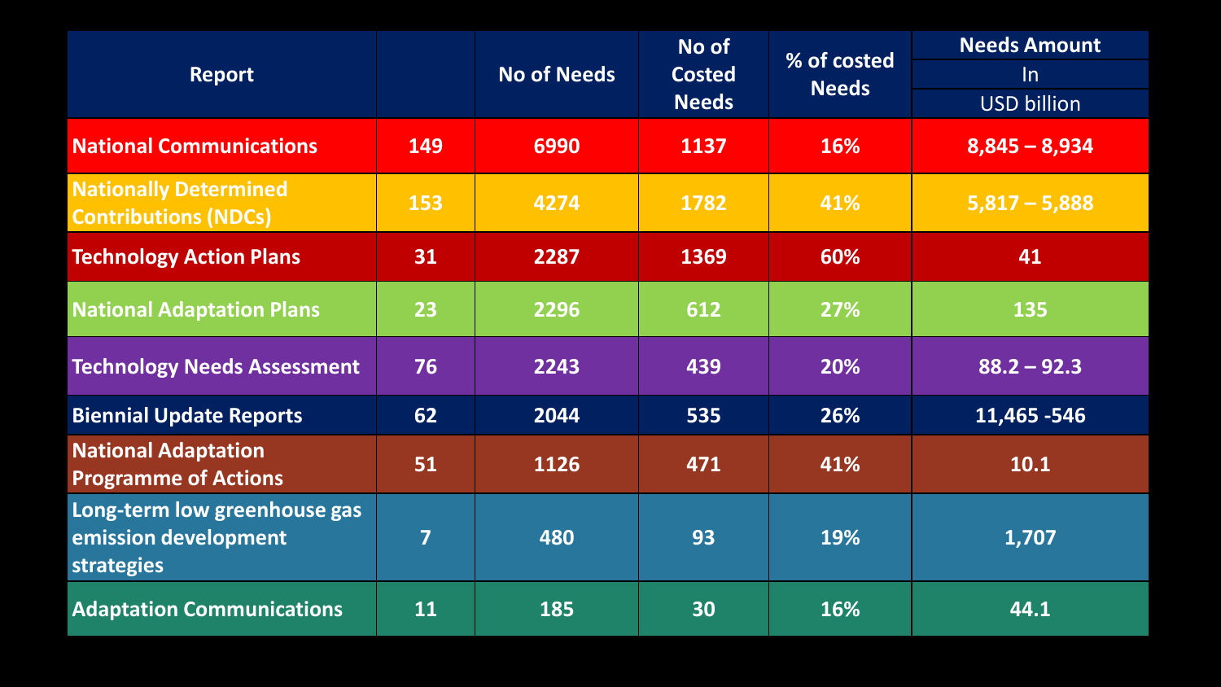| Report | | No of Needs | No of Costed Needs | % of costed Needs | Needs Amount In USD billion |
|---|---|---|---|---|---|
| **National Communications** | **149** | **6990** | **1137** | **16%** | **8,845 – 8,934** |
| **Nationally Determined Contributions (NDCs)** | **153** | **4274** | **1782** | **41%** | **5,817 – 5,888** |
| **Technology Action Plans** | **31** | **2287** | **1369** | **60%** | **41** |
| **National Adaptation Plans** | **23** | **2296** | **612** | **27%** | **135** |
| **Technology Needs Assessment** | **76** | **2243** | **439** | **20%** | **88.2 – 92.3** |
| **Biennial Update Reports** | **62** | **2044** | **535** | **26%** | **11,465 -546** |
| **National Adaptation Programme of Actions** | **51** | **1126** | **471** | **41%** | **10.1** |
| **Long-term low greenhouse gas emission development strategies** | **7** | **480** | **93** | **19%** | **1,707** |
| **Adaptation Communications** | **11** | **185** | **30** | **16%** | **44.1** |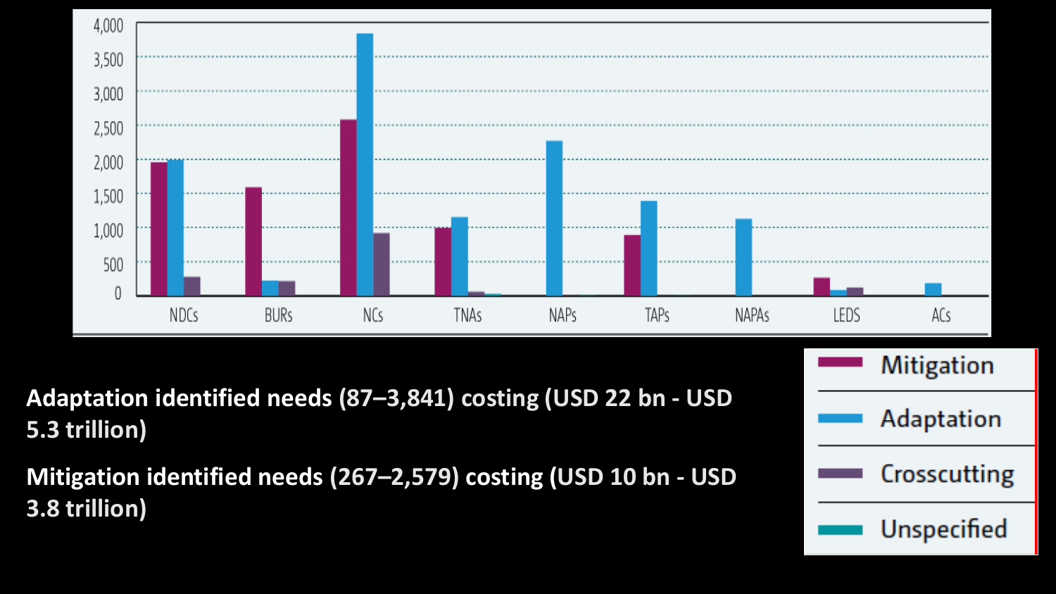Adaptation identified needs (87–3,841) costing (USD 22 bn - USD 5.3 trillion)

Mitigation identified needs (267–2,579) costing (USD 10 bn - USD 3.8 trillion)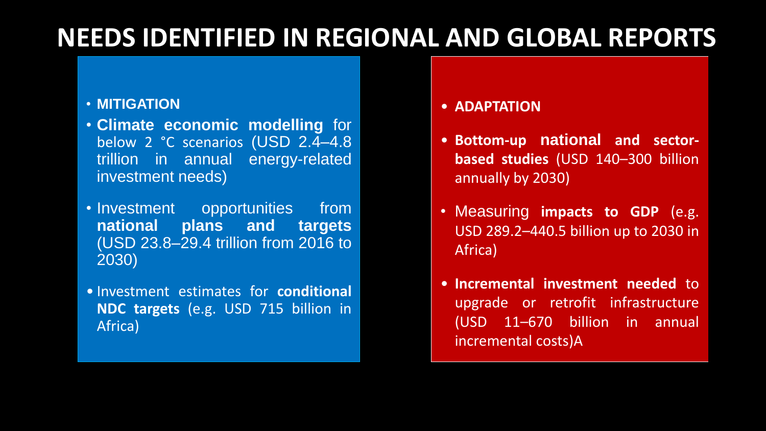# NEEDS IDENTIFIED IN REGIONAL AND GLOBAL REPORTS

- **MITIGATION**
- **Climate economic modelling** for below 2 °C scenarios (USD 2.4–4.8 trillion in annual energy-related investment needs)
- Investment opportunities from **national plans and targets** (USD 23.8–29.4 trillion from 2016 to 2030)
- Investment estimates for **conditional NDC targets** (e.g. USD 715 billion in Africa)

- **ADAPTATION**
- **Bottom-up national and sector-based studies** (USD 140–300 billion annually by 2030)
- Measuring **impacts to GDP** (e.g. USD 289.2–440.5 billion up to 2030 in Africa)
- **Incremental investment needed** to upgrade or retrofit infrastructure (USD 11–670 billion in annual incremental costs)A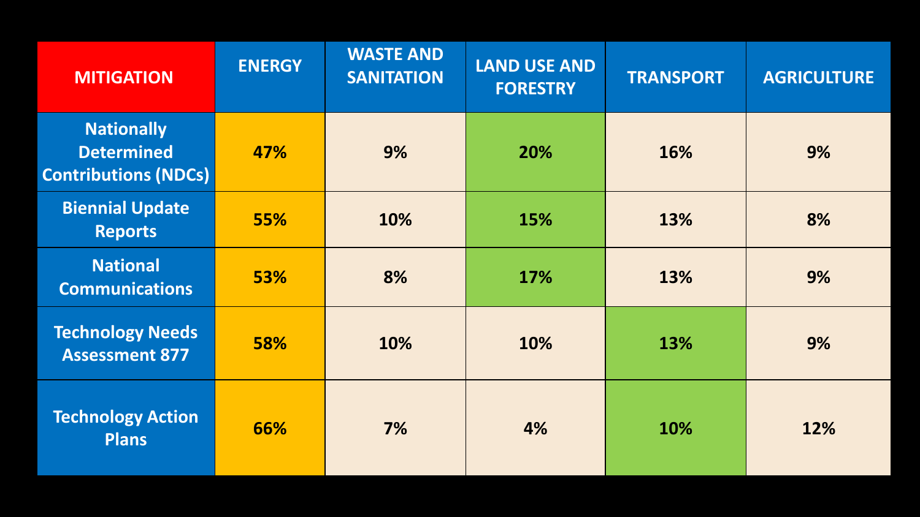| MITIGATION | ENERGY | WASTE AND SANITATION | LAND USE AND FORESTRY | TRANSPORT | AGRICULTURE |
|---|---|---|---|---|---|
| Nationally Determined Contributions (NDCs) | 47% | 9% | 20% | 16% | 9% |
| Biennial Update Reports | 55% | 10% | 15% | 13% | 8% |
| National Communications | 53% | 8% | 17% | 13% | 9% |
| Technology Needs Assessment 877 | 58% | 10% | 10% | 13% | 9% |
| Technology Action Plans | 66% | 7% | 4% | 10% | 12% |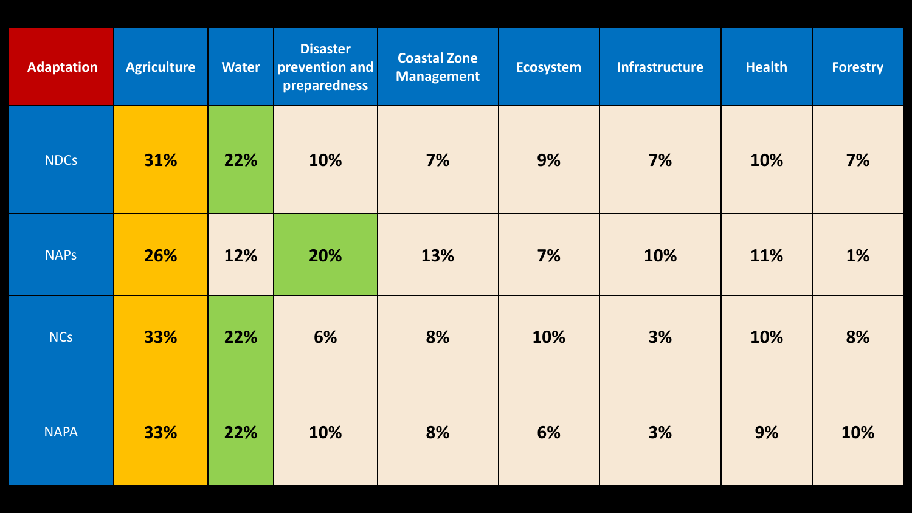| Adaptation | Agriculture | Water | Disaster prevention and preparedness | Coastal Zone Management | Ecosystem | Infrastructure | Health | Forestry |
|---|---|---|---|---|---|---|---|---|
| NDCs | 31% | 22% | 10% | 7% | 9% | 7% | 10% | 7% |
| NAPs | 26% | 12% | 20% | 13% | 7% | 10% | 11% | 1% |
| NCs | 33% | 22% | 6% | 8% | 10% | 3% | 10% | 8% |
| NAPA | 33% | 22% | 10% | 8% | 6% | 3% | 9% | 10% |